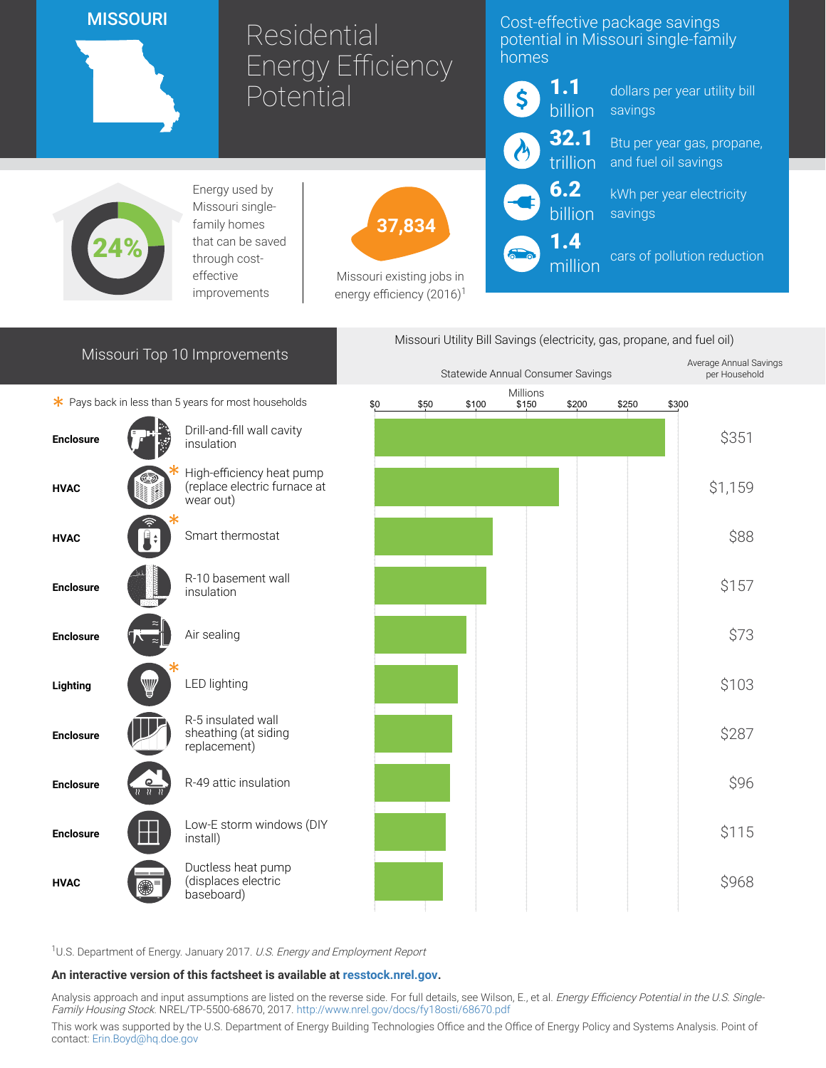# MISSOURI

# Residential Energy Efficiency Potential

## Cost-effective package savings potential in Missouri single-family homes

- **1.1 billion** dollars per year utility bill savings
- **32.1 trillion** Btu per year gas, propane, and fuel oil savings
- **6.2 billion** kWh per year electricity savings
- **1.4 million** cars of pollution reduction

**24%** Energy used by Missouri single-family homes that can be saved through cost-effective improvements

**37,834** Missouri existing jobs in energy efficiency (2016)[1]

## Missouri Top 10 Improvements

## Missouri Utility Bill Savings (electricity, gas, propane, and fuel oil)

\* Pays back in less than 5 years for most households

| Category | Improvement | Average Annual Savings per Household |
|---|---|---|
| Enclosure | Drill-and-fill wall cavity insulation | $351 |
| HVAC | High-efficiency heat pump (replace electric furnace at wear out) * | $1,159 |
| HVAC | Smart thermostat * | $88 |
| Enclosure | R-10 basement wall insulation | $157 |
| Enclosure | Air sealing | $73 |
| Lighting | LED lighting * | $103 |
| Enclosure | R-5 insulated wall sheathing (at siding replacement) | $287 |
| Enclosure | R-49 attic insulation | $96 |
| Enclosure | Low-E storm windows (DIY install) | $115 |
| HVAC | Ductless heat pump (displaces electric baseboard) | $968 |

Statewide Annual Consumer Savings (Millions): $0, $50, $100, $150, $200, $250, $300

[1]U.S. Department of Energy. January 2017. *U.S. Energy and Employment Report*

**An interactive version of this factsheet is available at resstock.nrel.gov.**

Analysis approach and input assumptions are listed on the reverse side. For full details, see Wilson, E., et al. *Energy Efficiency Potential in the U.S. Single-Family Housing Stock*. NREL/TP-5500-68670, 2017. http://www.nrel.gov/docs/fy18osti/68670.pdf

This work was supported by the U.S. Department of Energy Building Technologies Office and the Office of Energy Policy and Systems Analysis. Point of contact: Erin.Boyd@hq.doe.gov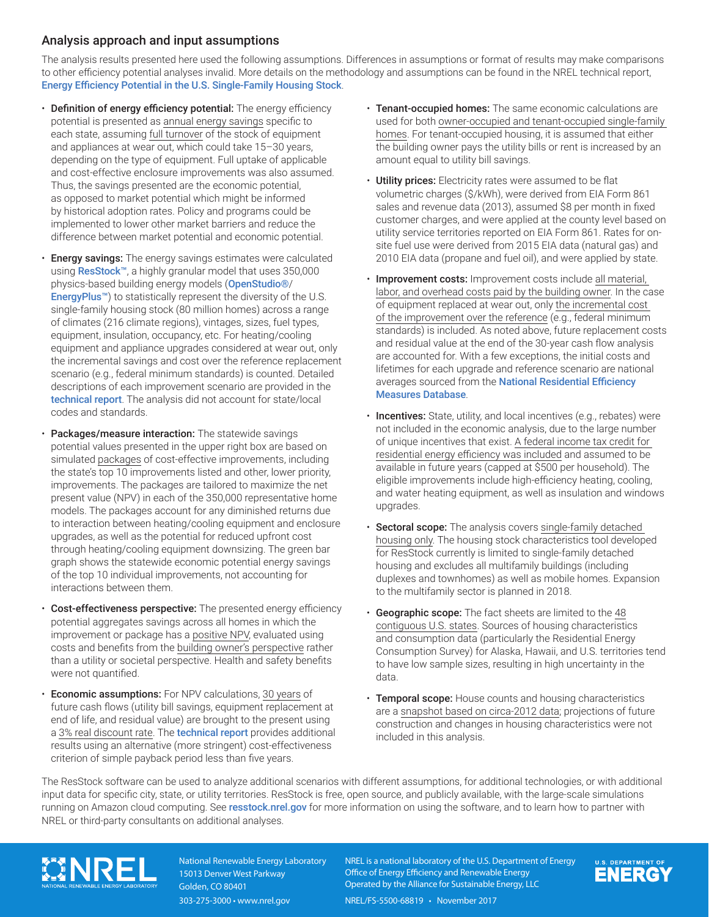## Analysis approach and input assumptions

The analysis results presented here used the following assumptions. Differences in assumptions or format of results may make comparisons to other efficiency potential analyses invalid. More details on the methodology and assumptions can be found in the NREL technical report, Energy Efficiency Potential in the U.S. Single-Family Housing Stock.

- **Definition of energy efficiency potential:** The energy efficiency potential is presented as annual energy savings specific to each state, assuming full turnover of the stock of equipment and appliances at wear out, which could take 15–30 years, depending on the type of equipment. Full uptake of applicable and cost-effective enclosure improvements was also assumed. Thus, the savings presented are the economic potential, as opposed to market potential which might be informed by historical adoption rates. Policy and programs could be implemented to lower other market barriers and reduce the difference between market potential and economic potential.
- **Energy savings:** The energy savings estimates were calculated using ResStock™, a highly granular model that uses 350,000 physics-based building energy models (OpenStudio®/EnergyPlus™) to statistically represent the diversity of the U.S. single-family housing stock (80 million homes) across a range of climates (216 climate regions), vintages, sizes, fuel types, equipment, insulation, occupancy, etc. For heating/cooling equipment and appliance upgrades considered at wear out, only the incremental savings and cost over the reference replacement scenario (e.g., federal minimum standards) is counted. Detailed descriptions of each improvement scenario are provided in the technical report. The analysis did not account for state/local codes and standards.
- **Packages/measure interaction:** The statewide savings potential values presented in the upper right box are based on simulated packages of cost-effective improvements, including the state's top 10 improvements listed and other, lower priority, improvements. The packages are tailored to maximize the net present value (NPV) in each of the 350,000 representative home models. The packages account for any diminished returns due to interaction between heating/cooling equipment and enclosure upgrades, as well as the potential for reduced upfront cost through heating/cooling equipment downsizing. The green bar graph shows the statewide economic potential energy savings of the top 10 individual improvements, not accounting for interactions between them.
- **Cost-effectiveness perspective:** The presented energy efficiency potential aggregates savings across all homes in which the improvement or package has a positive NPV, evaluated using costs and benefits from the building owner's perspective rather than a utility or societal perspective. Health and safety benefits were not quantified.
- **Economic assumptions:** For NPV calculations, 30 years of future cash flows (utility bill savings, equipment replacement at end of life, and residual value) are brought to the present using a 3% real discount rate. The technical report provides additional results using an alternative (more stringent) cost-effectiveness criterion of simple payback period less than five years.
- **Tenant-occupied homes:** The same economic calculations are used for both owner-occupied and tenant-occupied single-family homes. For tenant-occupied housing, it is assumed that either the building owner pays the utility bills or rent is increased by an amount equal to utility bill savings.
- **Utility prices:** Electricity rates were assumed to be flat volumetric charges ($/kWh), were derived from EIA Form 861 sales and revenue data (2013), assumed $8 per month in fixed customer charges, and were applied at the county level based on utility service territories reported on EIA Form 861. Rates for on-site fuel use were derived from 2015 EIA data (natural gas) and 2010 EIA data (propane and fuel oil), and were applied by state.
- **Improvement costs:** Improvement costs include all material, labor, and overhead costs paid by the building owner. In the case of equipment replaced at wear out, only the incremental cost of the improvement over the reference (e.g., federal minimum standards) is included. As noted above, future replacement costs and residual value at the end of the 30-year cash flow analysis are accounted for. With a few exceptions, the initial costs and lifetimes for each upgrade and reference scenario are national averages sourced from the National Residential Efficiency Measures Database.
- **Incentives:** State, utility, and local incentives (e.g., rebates) were not included in the economic analysis, due to the large number of unique incentives that exist. A federal income tax credit for residential energy efficiency was included and assumed to be available in future years (capped at $500 per household). The eligible improvements include high-efficiency heating, cooling, and water heating equipment, as well as insulation and windows upgrades.
- **Sectoral scope:** The analysis covers single-family detached housing only. The housing stock characteristics tool developed for ResStock currently is limited to single-family detached housing and excludes all multifamily buildings (including duplexes and townhomes) as well as mobile homes. Expansion to the multifamily sector is planned in 2018.
- **Geographic scope:** The fact sheets are limited to the 48 contiguous U.S. states. Sources of housing characteristics and consumption data (particularly the Residential Energy Consumption Survey) for Alaska, Hawaii, and U.S. territories tend to have low sample sizes, resulting in high uncertainty in the data.
- **Temporal scope:** House counts and housing characteristics are a snapshot based on circa-2012 data; projections of future construction and changes in housing characteristics were not included in this analysis.

The ResStock software can be used to analyze additional scenarios with different assumptions, for additional technologies, or with additional input data for specific city, state, or utility territories. ResStock is free, open source, and publicly available, with the large-scale simulations running on Amazon cloud computing. See resstock.nrel.gov for more information on using the software, and to learn how to partner with NREL or third-party consultants on additional analyses.

NREL
NATIONAL RENEWABLE ENERGY LABORATORY

National Renewable Energy Laboratory
15013 Denver West Parkway
Golden, CO 80401
303-275-3000 • www.nrel.gov

NREL is a national laboratory of the U.S. Department of Energy
Office of Energy Efficiency and Renewable Energy
Operated by the Alliance for Sustainable Energy, LLC

NREL/FS-5500-68819 • November 2017

U.S. DEPARTMENT OF ENERGY